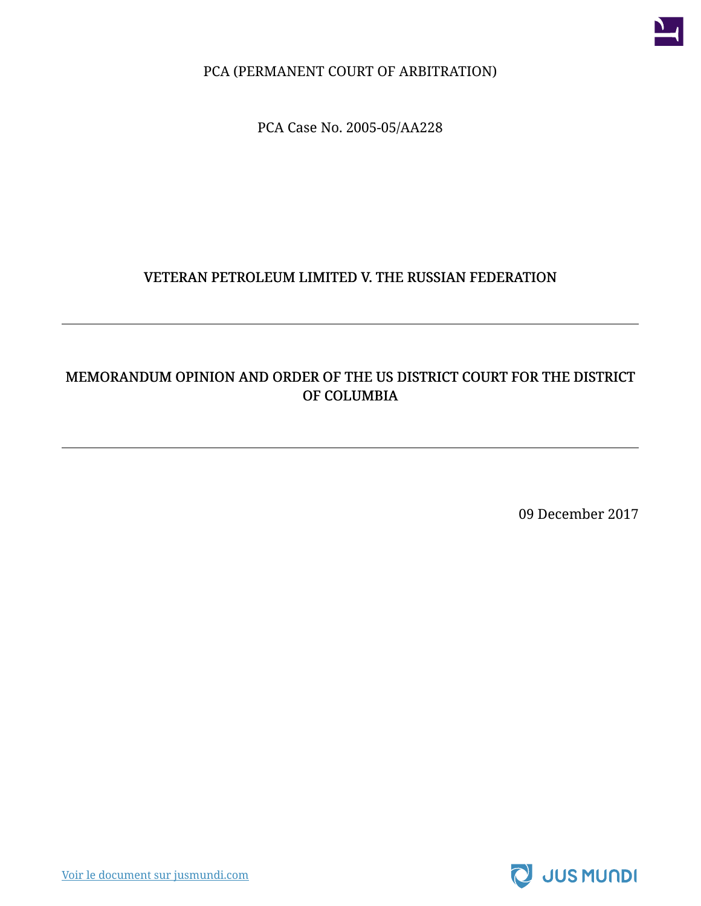PCA (PERMANENT COURT OF ARBITRATION)

PCA Case No. 2005-05/AA228

# VETERAN PETROLEUM LIMITED V. THE RUSSIAN FEDERATION

---

## MEMORANDUM OPINION AND ORDER OF THE US DISTRICT COURT FOR THE DISTRICT OF COLUMBIA

---

09 December 2017

[Voir le document sur jusmundi.com](https://jusmundi.com)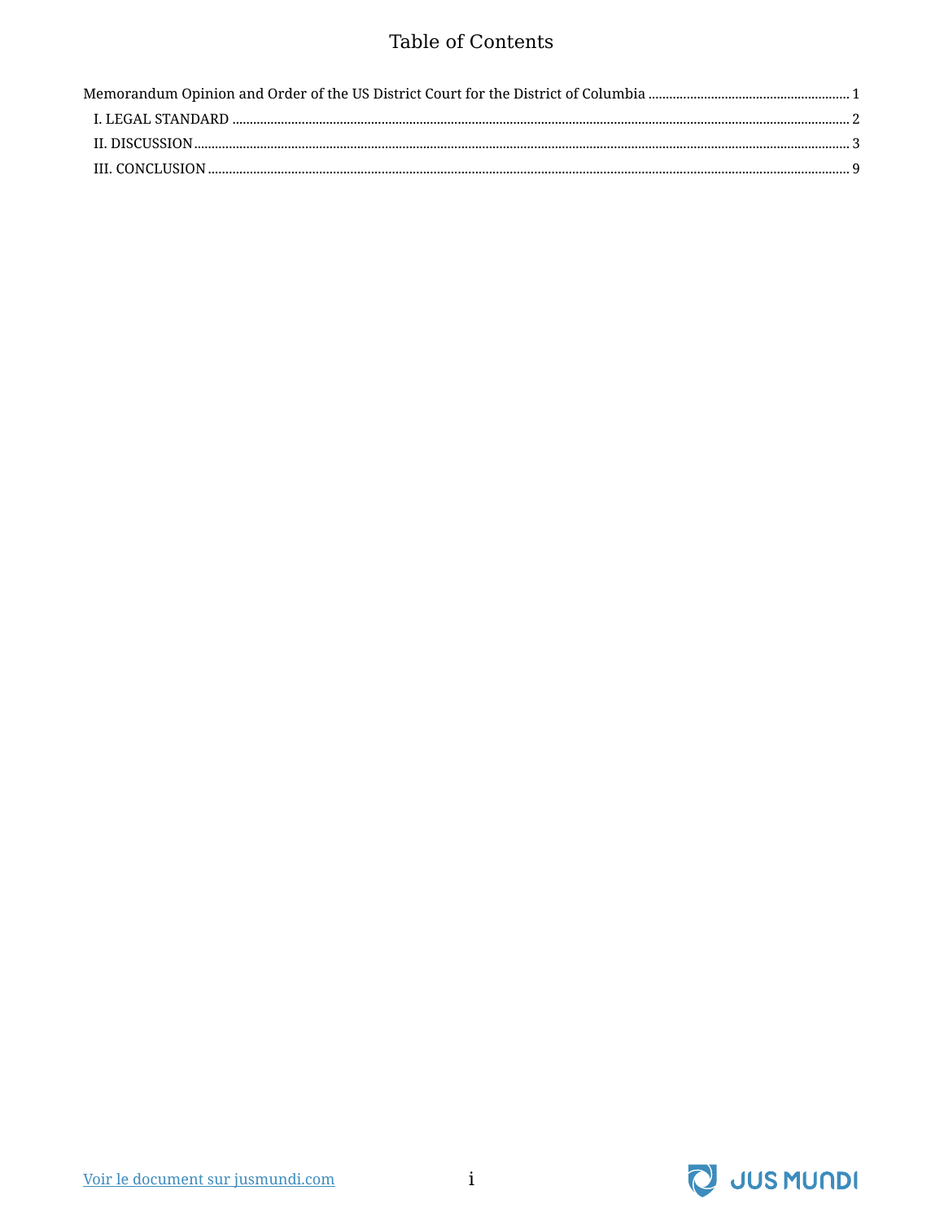# Table of Contents

Memorandum Opinion and Order of the US District Court for the District of Columbia ........ 1

- I. LEGAL STANDARD ........ 2
- II. DISCUSSION ........ 3
- III. CONCLUSION ........ 9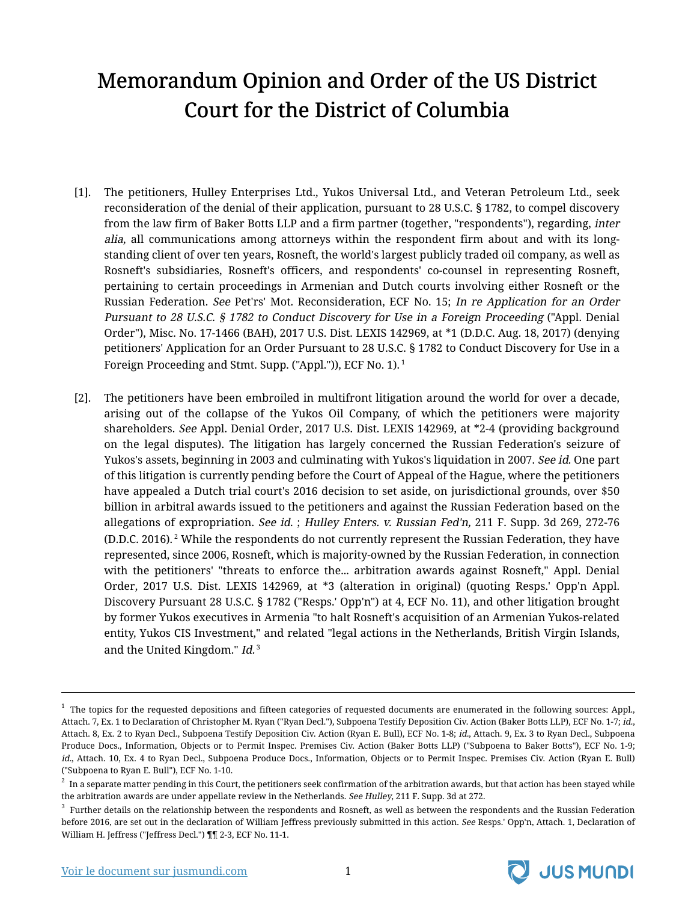# Memorandum Opinion and Order of the US District Court for the District of Columbia

[1]. The petitioners, Hulley Enterprises Ltd., Yukos Universal Ltd., and Veteran Petroleum Ltd., seek reconsideration of the denial of their application, pursuant to 28 U.S.C. § 1782, to compel discovery from the law firm of Baker Botts LLP and a firm partner (together, "respondents"), regarding, *inter alia*, all communications among attorneys within the respondent firm about and with its long-standing client of over ten years, Rosneft, the world's largest publicly traded oil company, as well as Rosneft's subsidiaries, Rosneft's officers, and respondents' co-counsel in representing Rosneft, pertaining to certain proceedings in Armenian and Dutch courts involving either Rosneft or the Russian Federation. *See* Pet'rs' Mot. Reconsideration, ECF No. 15; *In re Application for an Order Pursuant to 28 U.S.C. § 1782 to Conduct Discovery for Use in a Foreign Proceeding* ("Appl. Denial Order"), Misc. No. 17-1466 (BAH), 2017 U.S. Dist. LEXIS 142969, at *1 (D.D.C. Aug. 18, 2017) (denying petitioners' Application for an Order Pursuant to 28 U.S.C. § 1782 to Conduct Discovery for Use in a Foreign Proceeding and Stmt. Supp. ("Appl.")), ECF No. 1). [1]

[2]. The petitioners have been embroiled in multifront litigation around the world for over a decade, arising out of the collapse of the Yukos Oil Company, of which the petitioners were majority shareholders. *See* Appl. Denial Order, 2017 U.S. Dist. LEXIS 142969, at *2-4 (providing background on the legal disputes). The litigation has largely concerned the Russian Federation's seizure of Yukos's assets, beginning in 2003 and culminating with Yukos's liquidation in 2007. *See id*. One part of this litigation is currently pending before the Court of Appeal of the Hague, where the petitioners have appealed a Dutch trial court's 2016 decision to set aside, on jurisdictional grounds, over $50 billion in arbitral awards issued to the petitioners and against the Russian Federation based on the allegations of expropriation. *See id.* ; *Hulley Enters. v. Russian Fed'n,* 211 F. Supp. 3d 269, 272-76 (D.D.C. 2016). [2] While the respondents do not currently represent the Russian Federation, they have represented, since 2006, Rosneft, which is majority-owned by the Russian Federation, in connection with the petitioners' "threats to enforce the... arbitration awards against Rosneft," Appl. Denial Order, 2017 U.S. Dist. LEXIS 142969, at *3 (alteration in original) (quoting Resps.' Opp'n Appl. Discovery Pursuant 28 U.S.C. § 1782 ("Resps.' Opp'n") at 4, ECF No. 11), and other litigation brought by former Yukos executives in Armenia "to halt Rosneft's acquisition of an Armenian Yukos-related entity, Yukos CIS Investment," and related "legal actions in the Netherlands, British Virgin Islands, and the United Kingdom." *Id.* [3]

---

[1] The topics for the requested depositions and fifteen categories of requested documents are enumerated in the following sources: Appl., Attach. 7, Ex. 1 to Declaration of Christopher M. Ryan ("Ryan Decl."), Subpoena Testify Deposition Civ. Action (Baker Botts LLP), ECF No. 1-7; *id.*, Attach. 8, Ex. 2 to Ryan Decl., Subpoena Testify Deposition Civ. Action (Ryan E. Bull), ECF No. 1-8; *id.*, Attach. 9, Ex. 3 to Ryan Decl., Subpoena Produce Docs., Information, Objects or to Permit Inspec. Premises Civ. Action (Baker Botts LLP) ("Subpoena to Baker Botts"), ECF No. 1-9; *id.*, Attach. 10, Ex. 4 to Ryan Decl., Subpoena Produce Docs., Information, Objects or to Permit Inspec. Premises Civ. Action (Ryan E. Bull) ("Subpoena to Ryan E. Bull"), ECF No. 1-10.

[2] In a separate matter pending in this Court, the petitioners seek confirmation of the arbitration awards, but that action has been stayed while the arbitration awards are under appellate review in the Netherlands. *See Hulley*, 211 F. Supp. 3d at 272.

[3] Further details on the relationship between the respondents and Rosneft, as well as between the respondents and the Russian Federation before 2016, are set out in the declaration of William Jeffress previously submitted in this action. *See* Resps.' Opp'n, Attach. 1, Declaration of William H. Jeffress ("Jeffress Decl.") ¶¶ 2-3, ECF No. 11-1.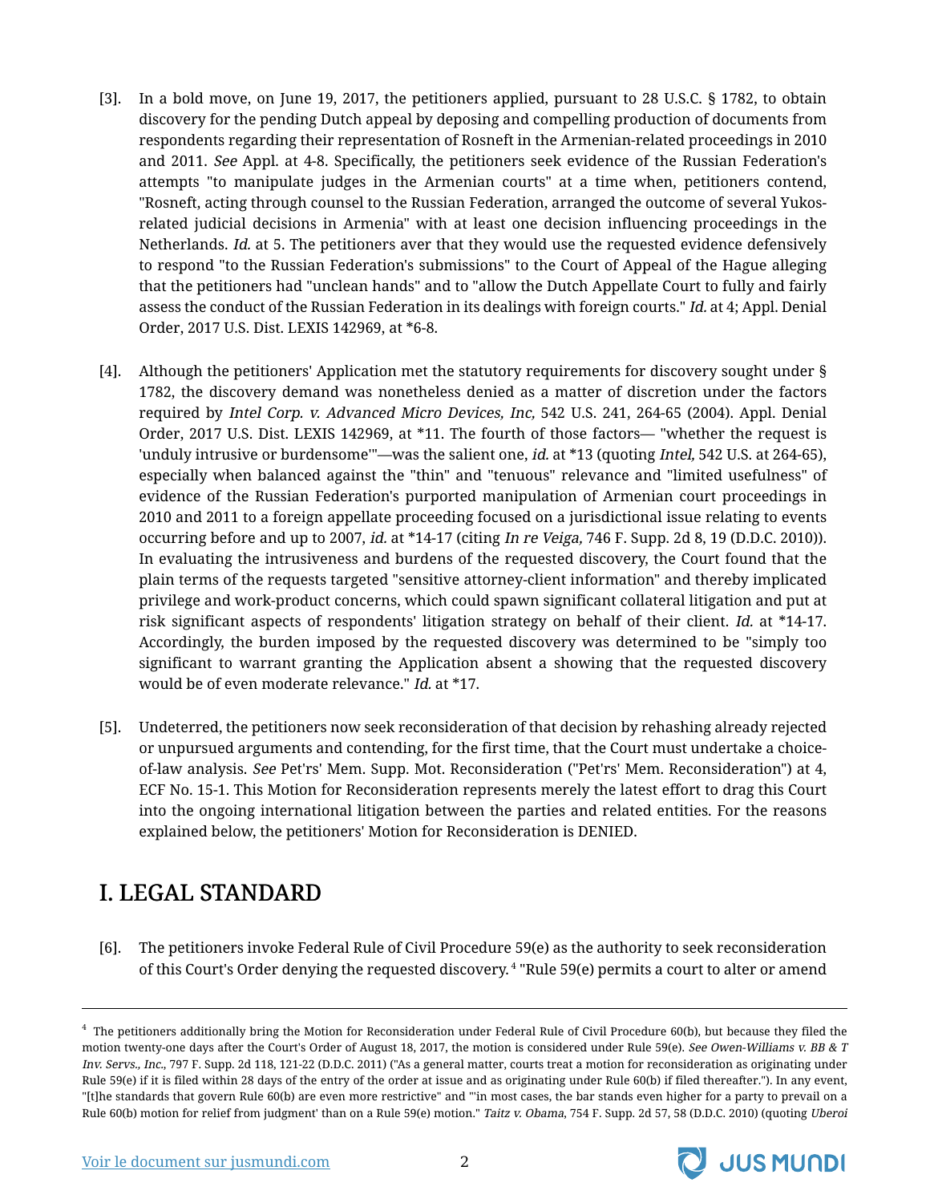[3]. In a bold move, on June 19, 2017, the petitioners applied, pursuant to 28 U.S.C. § 1782, to obtain discovery for the pending Dutch appeal by deposing and compelling production of documents from respondents regarding their representation of Rosneft in the Armenian-related proceedings in 2010 and 2011. *See* Appl. at 4-8. Specifically, the petitioners seek evidence of the Russian Federation's attempts "to manipulate judges in the Armenian courts" at a time when, petitioners contend, "Rosneft, acting through counsel to the Russian Federation, arranged the outcome of several Yukos-related judicial decisions in Armenia" with at least one decision influencing proceedings in the Netherlands. *Id.* at 5. The petitioners aver that they would use the requested evidence defensively to respond "to the Russian Federation's submissions" to the Court of Appeal of the Hague alleging that the petitioners had "unclean hands" and to "allow the Dutch Appellate Court to fully and fairly assess the conduct of the Russian Federation in its dealings with foreign courts." *Id.* at 4; Appl. Denial Order, 2017 U.S. Dist. LEXIS 142969, at *6-8.

[4]. Although the petitioners' Application met the statutory requirements for discovery sought under § 1782, the discovery demand was nonetheless denied as a matter of discretion under the factors required by *Intel Corp. v. Advanced Micro Devices, Inc,* 542 U.S. 241, 264-65 (2004). Appl. Denial Order, 2017 U.S. Dist. LEXIS 142969, at *11. The fourth of those factors— "whether the request is 'unduly intrusive or burdensome'"—was the salient one, *id.* at *13 (quoting *Intel,* 542 U.S. at 264-65), especially when balanced against the "thin" and "tenuous" relevance and "limited usefulness" of evidence of the Russian Federation's purported manipulation of Armenian court proceedings in 2010 and 2011 to a foreign appellate proceeding focused on a jurisdictional issue relating to events occurring before and up to 2007, *id.* at *14-17 (citing *In re Veiga,* 746 F. Supp. 2d 8, 19 (D.D.C. 2010)). In evaluating the intrusiveness and burdens of the requested discovery, the Court found that the plain terms of the requests targeted "sensitive attorney-client information" and thereby implicated privilege and work-product concerns, which could spawn significant collateral litigation and put at risk significant aspects of respondents' litigation strategy on behalf of their client. *Id.* at *14-17. Accordingly, the burden imposed by the requested discovery was determined to be "simply too significant to warrant granting the Application absent a showing that the requested discovery would be of even moderate relevance." *Id.* at *17.

[5]. Undeterred, the petitioners now seek reconsideration of that decision by rehashing already rejected or unpursued arguments and contending, for the first time, that the Court must undertake a choice-of-law analysis. *See* Pet'rs' Mem. Supp. Mot. Reconsideration ("Pet'rs' Mem. Reconsideration") at 4, ECF No. 15-1. This Motion for Reconsideration represents merely the latest effort to drag this Court into the ongoing international litigation between the parties and related entities. For the reasons explained below, the petitioners' Motion for Reconsideration is DENIED.

## I. LEGAL STANDARD

[6]. The petitioners invoke Federal Rule of Civil Procedure 59(e) as the authority to seek reconsideration of this Court's Order denying the requested discovery.[4] "Rule 59(e) permits a court to alter or amend

---

[4] The petitioners additionally bring the Motion for Reconsideration under Federal Rule of Civil Procedure 60(b), but because they filed the motion twenty-one days after the Court's Order of August 18, 2017, the motion is considered under Rule 59(e). *See Owen-Williams v. BB & T Inv. Servs., Inc.*, 797 F. Supp. 2d 118, 121-22 (D.D.C. 2011) ("As a general matter, courts treat a motion for reconsideration as originating under Rule 59(e) if it is filed within 28 days of the entry of the order at issue and as originating under Rule 60(b) if filed thereafter."). In any event, "[t]he standards that govern Rule 60(b) are even more restrictive" and "'in most cases, the bar stands even higher for a party to prevail on a Rule 60(b) motion for relief from judgment' than on a Rule 59(e) motion." *Taitz v. Obama*, 754 F. Supp. 2d 57, 58 (D.D.C. 2010) (quoting *Uberoi*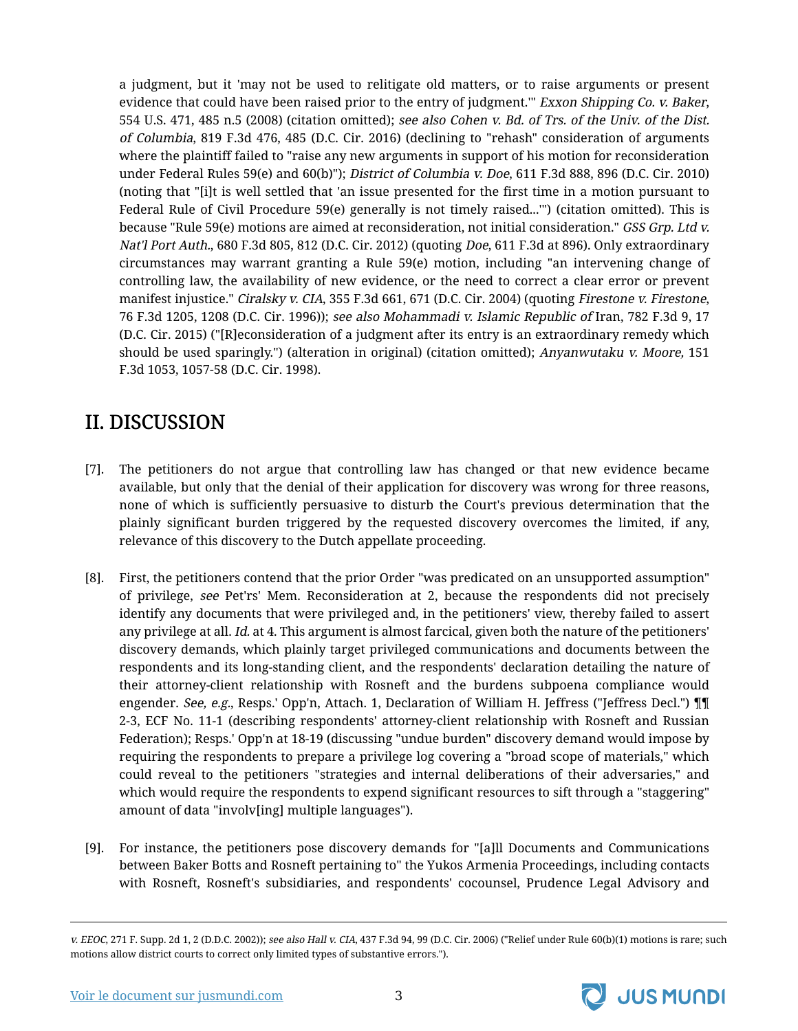a judgment, but it 'may not be used to relitigate old matters, or to raise arguments or present evidence that could have been raised prior to the entry of judgment.'" *Exxon Shipping Co. v. Baker*, 554 U.S. 471, 485 n.5 (2008) (citation omitted); *see also Cohen v. Bd. of Trs. of the Univ. of the Dist. of Columbia*, 819 F.3d 476, 485 (D.C. Cir. 2016) (declining to "rehash" consideration of arguments where the plaintiff failed to "raise any new arguments in support of his motion for reconsideration under Federal Rules 59(e) and 60(b)"); *District of Columbia v. Doe*, 611 F.3d 888, 896 (D.C. Cir. 2010) (noting that "[i]t is well settled that 'an issue presented for the first time in a motion pursuant to Federal Rule of Civil Procedure 59(e) generally is not timely raised...'") (citation omitted). This is because "Rule 59(e) motions are aimed at reconsideration, not initial consideration." *GSS Grp. Ltd v. Nat'l Port Auth.*, 680 F.3d 805, 812 (D.C. Cir. 2012) (quoting *Doe*, 611 F.3d at 896). Only extraordinary circumstances may warrant granting a Rule 59(e) motion, including "an intervening change of controlling law, the availability of new evidence, or the need to correct a clear error or prevent manifest injustice." *Ciralsky v. CIA*, 355 F.3d 661, 671 (D.C. Cir. 2004) (quoting *Firestone v. Firestone*, 76 F.3d 1205, 1208 (D.C. Cir. 1996)); *see also Mohammadi v. Islamic Republic of* Iran, 782 F.3d 9, 17 (D.C. Cir. 2015) ("[R]econsideration of a judgment after its entry is an extraordinary remedy which should be used sparingly.") (alteration in original) (citation omitted); *Anyanwutaku v. Moore,* 151 F.3d 1053, 1057-58 (D.C. Cir. 1998).

## II. DISCUSSION

[7]. The petitioners do not argue that controlling law has changed or that new evidence became available, but only that the denial of their application for discovery was wrong for three reasons, none of which is sufficiently persuasive to disturb the Court's previous determination that the plainly significant burden triggered by the requested discovery overcomes the limited, if any, relevance of this discovery to the Dutch appellate proceeding.

[8]. First, the petitioners contend that the prior Order "was predicated on an unsupported assumption" of privilege, *see* Pet'rs' Mem. Reconsideration at 2, because the respondents did not precisely identify any documents that were privileged and, in the petitioners' view, thereby failed to assert any privilege at all. *Id.* at 4. This argument is almost farcical, given both the nature of the petitioners' discovery demands, which plainly target privileged communications and documents between the respondents and its long-standing client, and the respondents' declaration detailing the nature of their attorney-client relationship with Rosneft and the burdens subpoena compliance would engender. *See, e.g.*, Resps.' Opp'n, Attach. 1, Declaration of William H. Jeffress ("Jeffress Decl.") ¶¶ 2-3, ECF No. 11-1 (describing respondents' attorney-client relationship with Rosneft and Russian Federation); Resps.' Opp'n at 18-19 (discussing "undue burden" discovery demand would impose by requiring the respondents to prepare a privilege log covering a "broad scope of materials," which could reveal to the petitioners "strategies and internal deliberations of their adversaries," and which would require the respondents to expend significant resources to sift through a "staggering" amount of data "involv[ing] multiple languages").

[9]. For instance, the petitioners pose discovery demands for "[a]ll Documents and Communications between Baker Botts and Rosneft pertaining to" the Yukos Armenia Proceedings, including contacts with Rosneft, Rosneft's subsidiaries, and respondents' cocounsel, Prudence Legal Advisory and

---

*v. EEOC*, 271 F. Supp. 2d 1, 2 (D.D.C. 2002)); *see also Hall v. CIA*, 437 F.3d 94, 99 (D.C. Cir. 2006) ("Relief under Rule 60(b)(1) motions is rare; such motions allow district courts to correct only limited types of substantive errors.").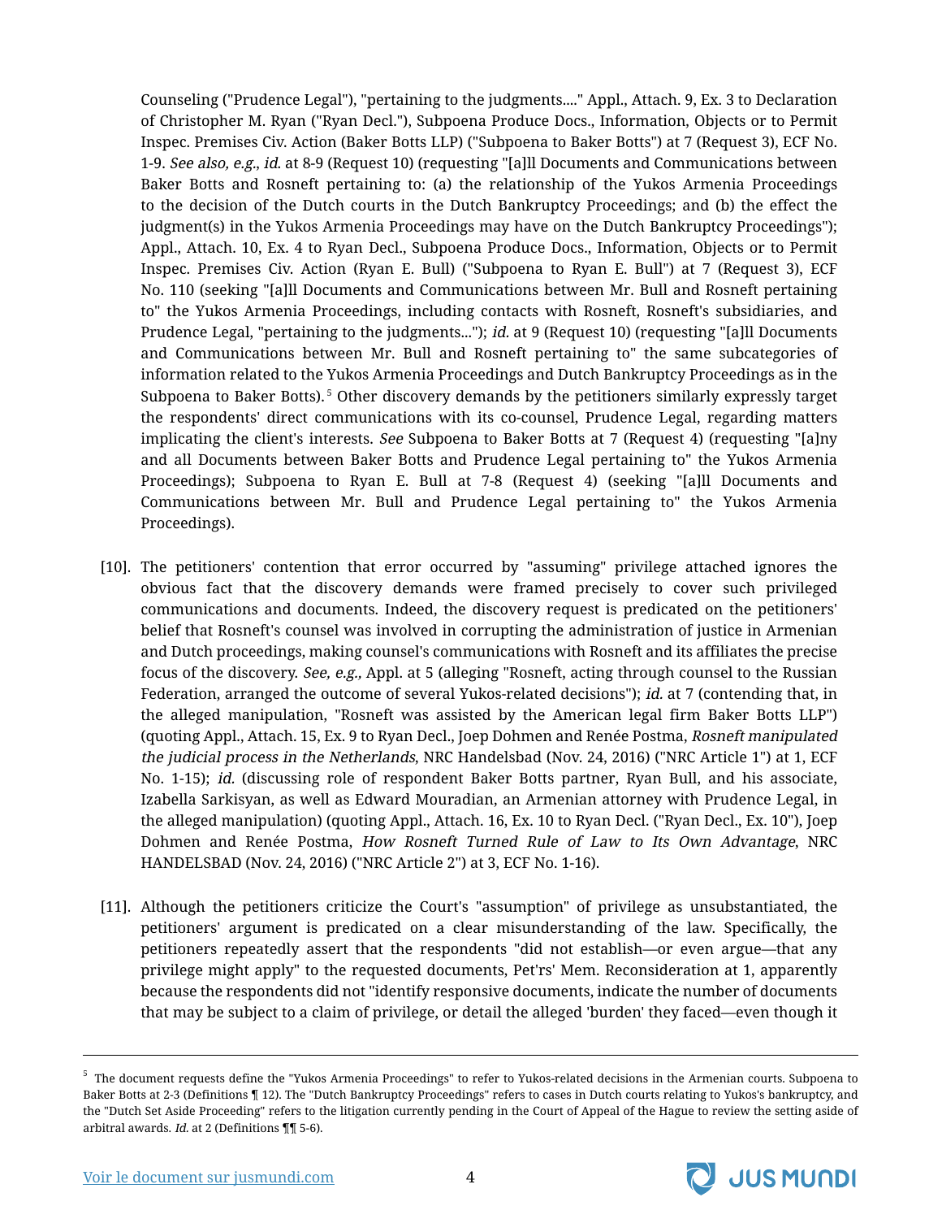Counseling ("Prudence Legal"), "pertaining to the judgments...." Appl., Attach. 9, Ex. 3 to Declaration of Christopher M. Ryan ("Ryan Decl."), Subpoena Produce Docs., Information, Objects or to Permit Inspec. Premises Civ. Action (Baker Botts LLP) ("Subpoena to Baker Botts") at 7 (Request 3), ECF No. 1-9. *See also, e.g., id.* at 8-9 (Request 10) (requesting "[a]ll Documents and Communications between Baker Botts and Rosneft pertaining to: (a) the relationship of the Yukos Armenia Proceedings to the decision of the Dutch courts in the Dutch Bankruptcy Proceedings; and (b) the effect the judgment(s) in the Yukos Armenia Proceedings may have on the Dutch Bankruptcy Proceedings"); Appl., Attach. 10, Ex. 4 to Ryan Decl., Subpoena Produce Docs., Information, Objects or to Permit Inspec. Premises Civ. Action (Ryan E. Bull) ("Subpoena to Ryan E. Bull") at 7 (Request 3), ECF No. 110 (seeking "[a]ll Documents and Communications between Mr. Bull and Rosneft pertaining to" the Yukos Armenia Proceedings, including contacts with Rosneft, Rosneft's subsidiaries, and Prudence Legal, "pertaining to the judgments..."); *id.* at 9 (Request 10) (requesting "[a]ll Documents and Communications between Mr. Bull and Rosneft pertaining to" the same subcategories of information related to the Yukos Armenia Proceedings and Dutch Bankruptcy Proceedings as in the Subpoena to Baker Botts).[5] Other discovery demands by the petitioners similarly expressly target the respondents' direct communications with its co-counsel, Prudence Legal, regarding matters implicating the client's interests. *See* Subpoena to Baker Botts at 7 (Request 4) (requesting "[a]ny and all Documents between Baker Botts and Prudence Legal pertaining to" the Yukos Armenia Proceedings); Subpoena to Ryan E. Bull at 7-8 (Request 4) (seeking "[a]ll Documents and Communications between Mr. Bull and Prudence Legal pertaining to" the Yukos Armenia Proceedings).

[10]. The petitioners' contention that error occurred by "assuming" privilege attached ignores the obvious fact that the discovery demands were framed precisely to cover such privileged communications and documents. Indeed, the discovery request is predicated on the petitioners' belief that Rosneft's counsel was involved in corrupting the administration of justice in Armenian and Dutch proceedings, making counsel's communications with Rosneft and its affiliates the precise focus of the discovery. *See, e.g.,* Appl. at 5 (alleging "Rosneft, acting through counsel to the Russian Federation, arranged the outcome of several Yukos-related decisions"); *id.* at 7 (contending that, in the alleged manipulation, "Rosneft was assisted by the American legal firm Baker Botts LLP") (quoting Appl., Attach. 15, Ex. 9 to Ryan Decl., Joep Dohmen and Renée Postma, *Rosneft manipulated the judicial process in the Netherlands*, NRC Handelsbad (Nov. 24, 2016) ("NRC Article 1") at 1, ECF No. 1-15); *id.* (discussing role of respondent Baker Botts partner, Ryan Bull, and his associate, Izabella Sarkisyan, as well as Edward Mouradian, an Armenian attorney with Prudence Legal, in the alleged manipulation) (quoting Appl., Attach. 16, Ex. 10 to Ryan Decl. ("Ryan Decl., Ex. 10"), Joep Dohmen and Renée Postma, *How Rosneft Turned Rule of Law to Its Own Advantage*, NRC HANDELSBAD (Nov. 24, 2016) ("NRC Article 2") at 3, ECF No. 1-16).

[11]. Although the petitioners criticize the Court's "assumption" of privilege as unsubstantiated, the petitioners' argument is predicated on a clear misunderstanding of the law. Specifically, the petitioners repeatedly assert that the respondents "did not establish—or even argue—that any privilege might apply" to the requested documents, Pet'rs' Mem. Reconsideration at 1, apparently because the respondents did not "identify responsive documents, indicate the number of documents that may be subject to a claim of privilege, or detail the alleged 'burden' they faced—even though it

---

[5] The document requests define the "Yukos Armenia Proceedings" to refer to Yukos-related decisions in the Armenian courts. Subpoena to Baker Botts at 2-3 (Definitions ¶ 12). The "Dutch Bankruptcy Proceedings" refers to cases in Dutch courts relating to Yukos's bankruptcy, and the "Dutch Set Aside Proceeding" refers to the litigation currently pending in the Court of Appeal of the Hague to review the setting aside of arbitral awards. *Id.* at 2 (Definitions ¶¶ 5-6).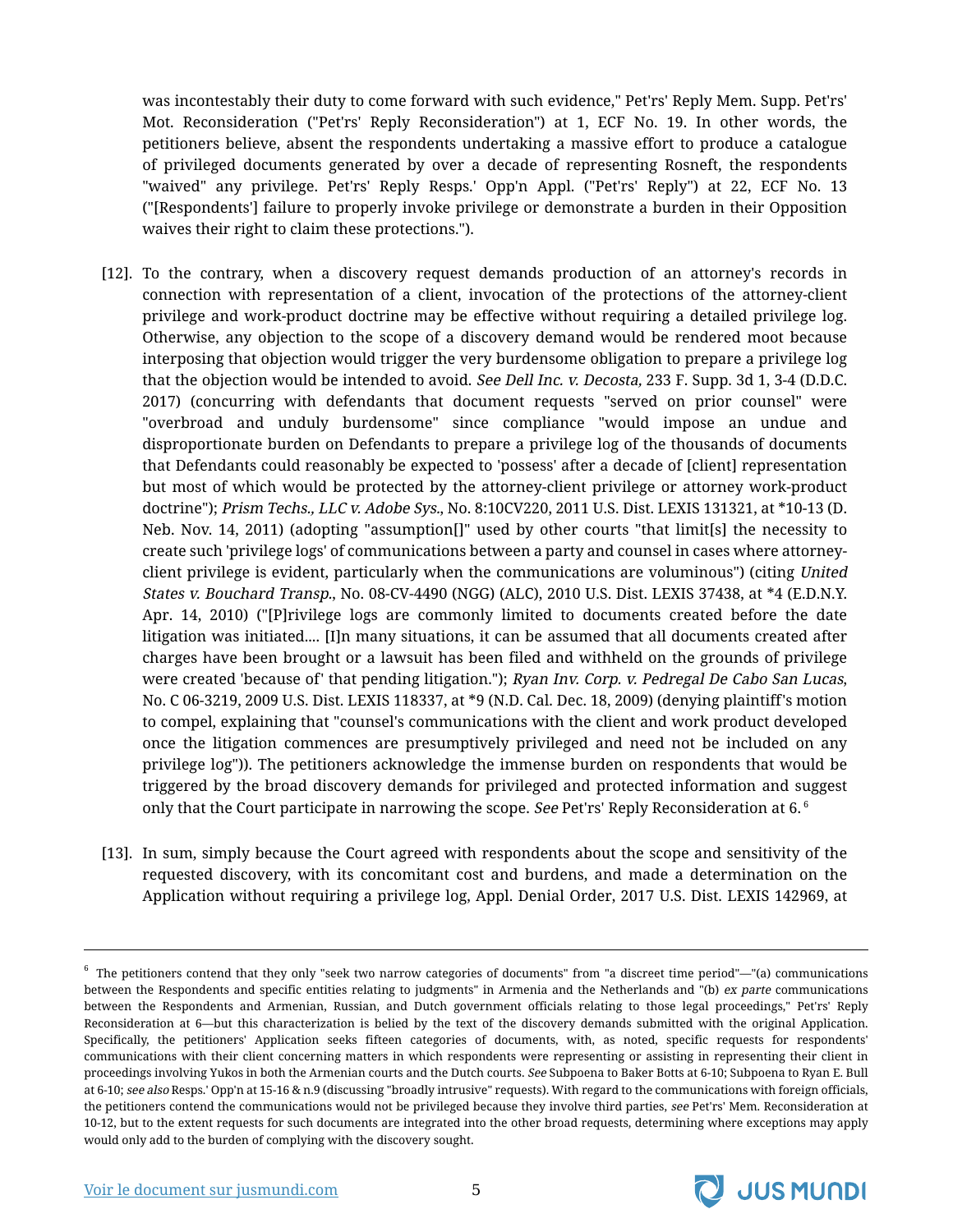was incontestably their duty to come forward with such evidence," Pet'rs' Reply Mem. Supp. Pet'rs' Mot. Reconsideration ("Pet'rs' Reply Reconsideration") at 1, ECF No. 19. In other words, the petitioners believe, absent the respondents undertaking a massive effort to produce a catalogue of privileged documents generated by over a decade of representing Rosneft, the respondents "waived" any privilege. Pet'rs' Reply Resps.' Opp'n Appl. ("Pet'rs' Reply") at 22, ECF No. 13 ("[Respondents'] failure to properly invoke privilege or demonstrate a burden in their Opposition waives their right to claim these protections.").

[12]. To the contrary, when a discovery request demands production of an attorney's records in connection with representation of a client, invocation of the protections of the attorney-client privilege and work-product doctrine may be effective without requiring a detailed privilege log. Otherwise, any objection to the scope of a discovery demand would be rendered moot because interposing that objection would trigger the very burdensome obligation to prepare a privilege log that the objection would be intended to avoid. *See Dell Inc. v. Decosta,* 233 F. Supp. 3d 1, 3-4 (D.D.C. 2017) (concurring with defendants that document requests "served on prior counsel" were "overbroad and unduly burdensome" since compliance "would impose an undue and disproportionate burden on Defendants to prepare a privilege log of the thousands of documents that Defendants could reasonably be expected to 'possess' after a decade of [client] representation but most of which would be protected by the attorney-client privilege or attorney work-product doctrine"); *Prism Techs., LLC v. Adobe Sys.*, No. 8:10CV220, 2011 U.S. Dist. LEXIS 131321, at *10-13 (D. Neb. Nov. 14, 2011) (adopting "assumption[]" used by other courts "that limit[s] the necessity to create such 'privilege logs' of communications between a party and counsel in cases where attorney-client privilege is evident, particularly when the communications are voluminous") (citing *United States v. Bouchard Transp.*, No. 08-CV-4490 (NGG) (ALC), 2010 U.S. Dist. LEXIS 37438, at *4 (E.D.N.Y. Apr. 14, 2010) ("[P]rivilege logs are commonly limited to documents created before the date litigation was initiated.... [I]n many situations, it can be assumed that all documents created after charges have been brought or a lawsuit has been filed and withheld on the grounds of privilege were created 'because of' that pending litigation."); *Ryan Inv. Corp. v. Pedregal De Cabo San Lucas*, No. C 06-3219, 2009 U.S. Dist. LEXIS 118337, at *9 (N.D. Cal. Dec. 18, 2009) (denying plaintiff's motion to compel, explaining that "counsel's communications with the client and work product developed once the litigation commences are presumptively privileged and need not be included on any privilege log")). The petitioners acknowledge the immense burden on respondents that would be triggered by the broad discovery demands for privileged and protected information and suggest only that the Court participate in narrowing the scope. *See* Pet'rs' Reply Reconsideration at 6.[6]

[13]. In sum, simply because the Court agreed with respondents about the scope and sensitivity of the requested discovery, with its concomitant cost and burdens, and made a determination on the Application without requiring a privilege log, Appl. Denial Order, 2017 U.S. Dist. LEXIS 142969, at

---

[6] The petitioners contend that they only "seek two narrow categories of documents" from "a discreet time period"—"(a) communications between the Respondents and specific entities relating to judgments" in Armenia and the Netherlands and "(b) *ex parte* communications between the Respondents and Armenian, Russian, and Dutch government officials relating to those legal proceedings," Pet'rs' Reply Reconsideration at 6—but this characterization is belied by the text of the discovery demands submitted with the original Application. Specifically, the petitioners' Application seeks fifteen categories of documents, with, as noted, specific requests for respondents' communications with their client concerning matters in which respondents were representing or assisting in representing their client in proceedings involving Yukos in both the Armenian courts and the Dutch courts. *See* Subpoena to Baker Botts at 6-10; Subpoena to Ryan E. Bull at 6-10; *see also* Resps.' Opp'n at 15-16 & n.9 (discussing "broadly intrusive" requests). With regard to the communications with foreign officials, the petitioners contend the communications would not be privileged because they involve third parties, *see* Pet'rs' Mem. Reconsideration at 10-12, but to the extent requests for such documents are integrated into the other broad requests, determining where exceptions may apply would only add to the burden of complying with the discovery sought.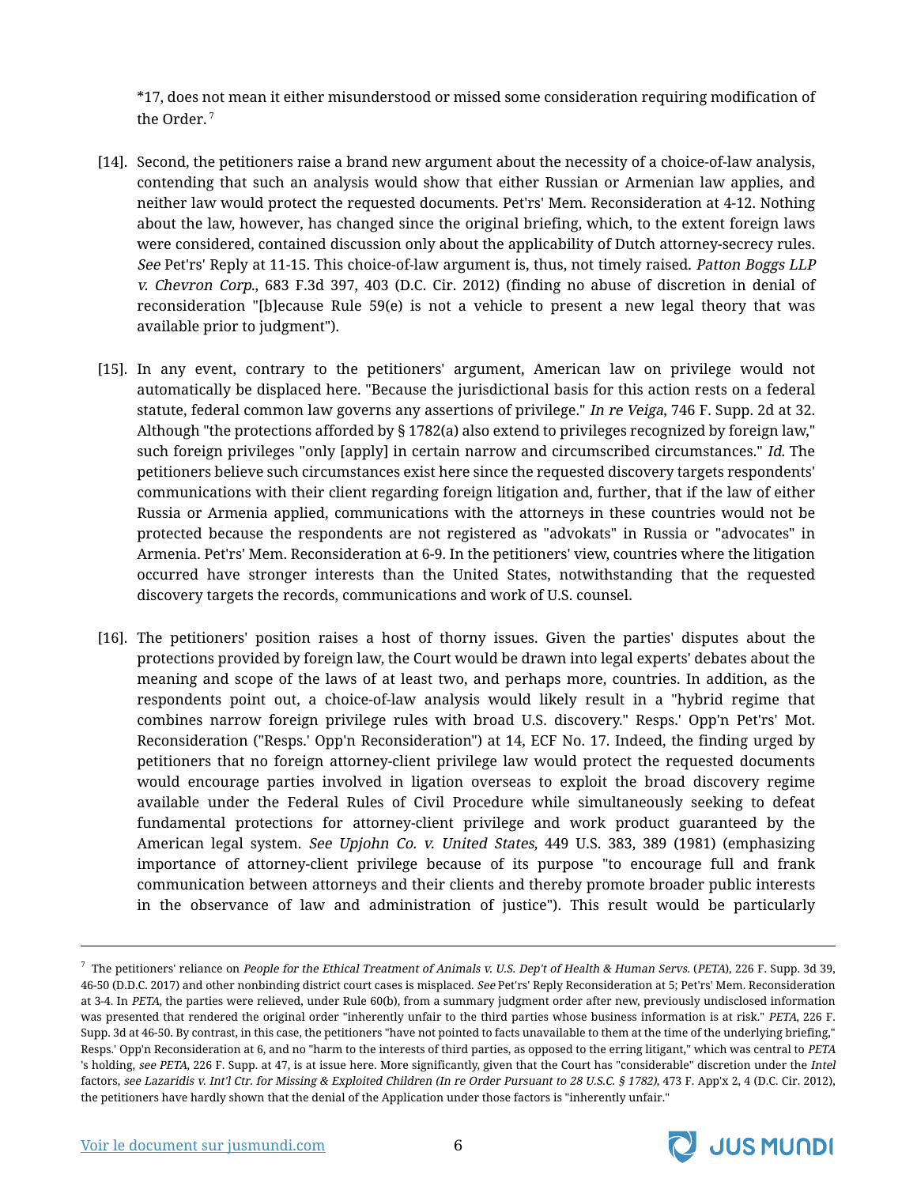*17, does not mean it either misunderstood or missed some consideration requiring modification of the Order.[7]

[14]. Second, the petitioners raise a brand new argument about the necessity of a choice-of-law analysis, contending that such an analysis would show that either Russian or Armenian law applies, and neither law would protect the requested documents. Pet'rs' Mem. Reconsideration at 4-12. Nothing about the law, however, has changed since the original briefing, which, to the extent foreign laws were considered, contained discussion only about the applicability of Dutch attorney-secrecy rules. *See* Pet'rs' Reply at 11-15. This choice-of-law argument is, thus, not timely raised. *Patton Boggs LLP v. Chevron Corp.*, 683 F.3d 397, 403 (D.C. Cir. 2012) (finding no abuse of discretion in denial of reconsideration "[b]ecause Rule 59(e) is not a vehicle to present a new legal theory that was available prior to judgment").

[15]. In any event, contrary to the petitioners' argument, American law on privilege would not automatically be displaced here. "Because the jurisdictional basis for this action rests on a federal statute, federal common law governs any assertions of privilege." *In re Veiga*, 746 F. Supp. 2d at 32. Although "the protections afforded by § 1782(a) also extend to privileges recognized by foreign law," such foreign privileges "only [apply] in certain narrow and circumscribed circumstances." *Id.* The petitioners believe such circumstances exist here since the requested discovery targets respondents' communications with their client regarding foreign litigation and, further, that if the law of either Russia or Armenia applied, communications with the attorneys in these countries would not be protected because the respondents are not registered as "advokats" in Russia or "advocates" in Armenia. Pet'rs' Mem. Reconsideration at 6-9. In the petitioners' view, countries where the litigation occurred have stronger interests than the United States, notwithstanding that the requested discovery targets the records, communications and work of U.S. counsel.

[16]. The petitioners' position raises a host of thorny issues. Given the parties' disputes about the protections provided by foreign law, the Court would be drawn into legal experts' debates about the meaning and scope of the laws of at least two, and perhaps more, countries. In addition, as the respondents point out, a choice-of-law analysis would likely result in a "hybrid regime that combines narrow foreign privilege rules with broad U.S. discovery." Resps.' Opp'n Pet'rs' Mot. Reconsideration ("Resps.' Opp'n Reconsideration") at 14, ECF No. 17. Indeed, the finding urged by petitioners that no foreign attorney-client privilege law would protect the requested documents would encourage parties involved in ligation overseas to exploit the broad discovery regime available under the Federal Rules of Civil Procedure while simultaneously seeking to defeat fundamental protections for attorney-client privilege and work product guaranteed by the American legal system. *See Upjohn Co. v. United States*, 449 U.S. 383, 389 (1981) (emphasizing importance of attorney-client privilege because of its purpose "to encourage full and frank communication between attorneys and their clients and thereby promote broader public interests in the observance of law and administration of justice"). This result would be particularly

---

[7] The petitioners' reliance on *People for the Ethical Treatment of Animals v. U.S. Dep't of Health & Human Servs.* (*PETA*), 226 F. Supp. 3d 39, 46-50 (D.D.C. 2017) and other nonbinding district court cases is misplaced. *See* Pet'rs' Reply Reconsideration at 5; Pet'rs' Mem. Reconsideration at 3-4. In *PETA*, the parties were relieved, under Rule 60(b), from a summary judgment order after new, previously undisclosed information was presented that rendered the original order "inherently unfair to the third parties whose business information is at risk." *PETA*, 226 F. Supp. 3d at 46-50. By contrast, in this case, the petitioners "have not pointed to facts unavailable to them at the time of the underlying briefing," Resps.' Opp'n Reconsideration at 6, and no "harm to the interests of third parties, as opposed to the erring litigant," which was central to *PETA*'s holding, *see PETA*, 226 F. Supp. at 47, is at issue here. More significantly, given that the Court has "considerable" discretion under the *Intel* factors, *see Lazaridis v. Int'l Ctr. for Missing & Exploited Children (In re Order Pursuant to 28 U.S.C. § 1782)*, 473 F. App'x 2, 4 (D.C. Cir. 2012), the petitioners have hardly shown that the denial of the Application under those factors is "inherently unfair."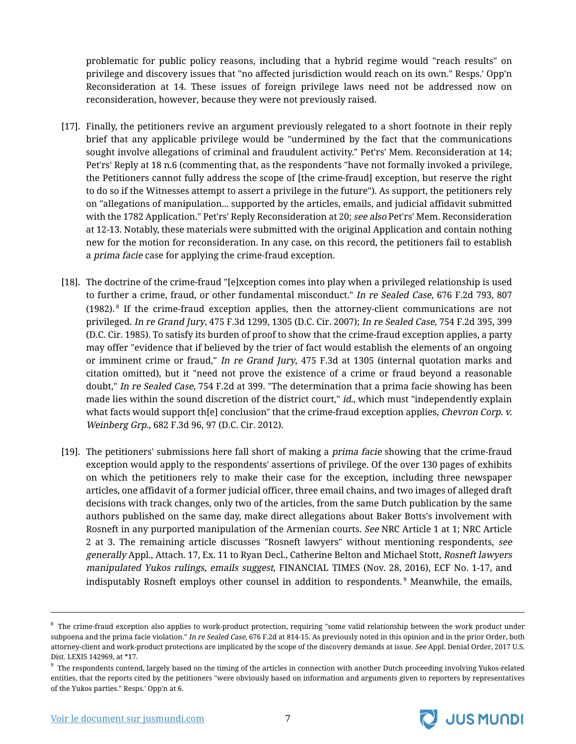problematic for public policy reasons, including that a hybrid regime would "reach results" on privilege and discovery issues that "no affected jurisdiction would reach on its own." Resps.' Opp'n Reconsideration at 14. These issues of foreign privilege laws need not be addressed now on reconsideration, however, because they were not previously raised.

[17]. Finally, the petitioners revive an argument previously relegated to a short footnote in their reply brief that any applicable privilege would be "undermined by the fact that the communications sought involve allegations of criminal and fraudulent activity." Pet'rs' Mem. Reconsideration at 14; Pet'rs' Reply at 18 n.6 (commenting that, as the respondents "have not formally invoked a privilege, the Petitioners cannot fully address the scope of [the crime-fraud] exception, but reserve the right to do so if the Witnesses attempt to assert a privilege in the future"). As support, the petitioners rely on "allegations of manipulation... supported by the articles, emails, and judicial affidavit submitted with the 1782 Application." Pet'rs' Reply Reconsideration at 20; *see also* Pet'rs' Mem. Reconsideration at 12-13. Notably, these materials were submitted with the original Application and contain nothing new for the motion for reconsideration. In any case, on this record, the petitioners fail to establish a *prima facie* case for applying the crime-fraud exception.

[18]. The doctrine of the crime-fraud "[e]xception comes into play when a privileged relationship is used to further a crime, fraud, or other fundamental misconduct." *In re Sealed Case*, 676 F.2d 793, 807 (1982).[8] If the crime-fraud exception applies, then the attorney-client communications are not privileged. *In re Grand Jury*, 475 F.3d 1299, 1305 (D.C. Cir. 2007); *In re Sealed Case*, 754 F.2d 395, 399 (D.C. Cir. 1985). To satisfy its burden of proof to show that the crime-fraud exception applies, a party may offer "evidence that if believed by the trier of fact would establish the elements of an ongoing or imminent crime or fraud," *In re Grand Jury*, 475 F.3d at 1305 (internal quotation marks and citation omitted), but it "need not prove the existence of a crime or fraud beyond a reasonable doubt," *In re Sealed Case*, 754 F.2d at 399. "The determination that a prima facie showing has been made lies within the sound discretion of the district court," *id.*, which must "independently explain what facts would support th[e] conclusion" that the crime-fraud exception applies, *Chevron Corp. v. Weinberg Grp.*, 682 F.3d 96, 97 (D.C. Cir. 2012).

[19]. The petitioners' submissions here fall short of making a *prima facie* showing that the crime-fraud exception would apply to the respondents' assertions of privilege. Of the over 130 pages of exhibits on which the petitioners rely to make their case for the exception, including three newspaper articles, one affidavit of a former judicial officer, three email chains, and two images of alleged draft decisions with track changes, only two of the articles, from the same Dutch publication by the same authors published on the same day, make direct allegations about Baker Botts's involvement with Rosneft in any purported manipulation of the Armenian courts. *See* NRC Article 1 at 1; NRC Article 2 at 3. The remaining article discusses "Rosneft lawyers" without mentioning respondents, *see generally* Appl., Attach. 17, Ex. 11 to Ryan Decl., Catherine Belton and Michael Stott, *Rosneft lawyers manipulated Yukos rulings, emails suggest*, FINANCIAL TIMES (Nov. 28, 2016), ECF No. 1-17, and indisputably Rosneft employs other counsel in addition to respondents.[9] Meanwhile, the emails,

---

[8] The crime-fraud exception also applies to work-product protection, requiring "some valid relationship between the work product under subpoena and the prima facie violation." *In re Sealed Case*, 676 F.2d at 814-15. As previously noted in this opinion and in the prior Order, both attorney-client and work-product protections are implicated by the scope of the discovery demands at issue. *See* Appl. Denial Order, 2017 U.S. Dist. LEXIS 142969, at *17.

[9] The respondents contend, largely based on the timing of the articles in connection with another Dutch proceeding involving Yukos-related entities, that the reports cited by the petitioners "were obviously based on information and arguments given to reporters by representatives of the Yukos parties." Resps.' Opp'n at 6.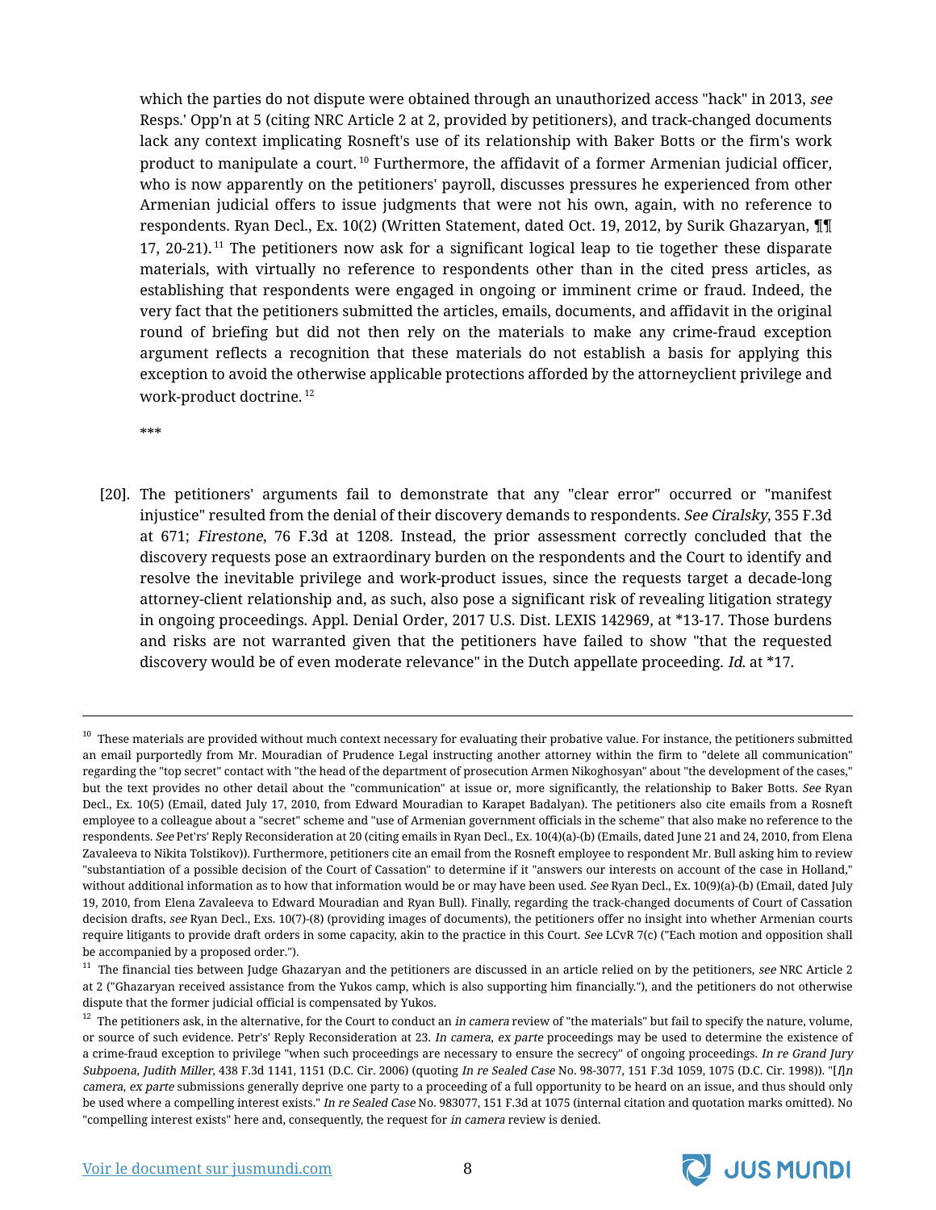which the parties do not dispute were obtained through an unauthorized access "hack" in 2013, *see* Resps.' Opp'n at 5 (citing NRC Article 2 at 2, provided by petitioners), and track-changed documents lack any context implicating Rosneft's use of its relationship with Baker Botts or the firm's work product to manipulate a court.[10] Furthermore, the affidavit of a former Armenian judicial officer, who is now apparently on the petitioners' payroll, discusses pressures he experienced from other Armenian judicial offers to issue judgments that were not his own, again, with no reference to respondents. Ryan Decl., Ex. 10(2) (Written Statement, dated Oct. 19, 2012, by Surik Ghazaryan, ¶¶ 17, 20-21).[11] The petitioners now ask for a significant logical leap to tie together these disparate materials, with virtually no reference to respondents other than in the cited press articles, as establishing that respondents were engaged in ongoing or imminent crime or fraud. Indeed, the very fact that the petitioners submitted the articles, emails, documents, and affidavit in the original round of briefing but did not then rely on the materials to make any crime-fraud exception argument reflects a recognition that these materials do not establish a basis for applying this exception to avoid the otherwise applicable protections afforded by the attorneyclient privilege and work-product doctrine.[12]

***

[20]. The petitioners' arguments fail to demonstrate that any "clear error" occurred or "manifest injustice" resulted from the denial of their discovery demands to respondents. *See Ciralsky*, 355 F.3d at 671; *Firestone*, 76 F.3d at 1208. Instead, the prior assessment correctly concluded that the discovery requests pose an extraordinary burden on the respondents and the Court to identify and resolve the inevitable privilege and work-product issues, since the requests target a decade-long attorney-client relationship and, as such, also pose a significant risk of revealing litigation strategy in ongoing proceedings. Appl. Denial Order, 2017 U.S. Dist. LEXIS 142969, at *13-17. Those burdens and risks are not warranted given that the petitioners have failed to show "that the requested discovery would be of even moderate relevance" in the Dutch appellate proceeding. *Id.* at *17.

---

[10] These materials are provided without much context necessary for evaluating their probative value. For instance, the petitioners submitted an email purportedly from Mr. Mouradian of Prudence Legal instructing another attorney within the firm to "delete all communication" regarding the "top secret" contact with "the head of the department of prosecution Armen Nikoghosyan" about "the development of the cases," but the text provides no other detail about the "communication" at issue or, more significantly, the relationship to Baker Botts. *See* Ryan Decl., Ex. 10(5) (Email, dated July 17, 2010, from Edward Mouradian to Karapet Badalyan). The petitioners also cite emails from a Rosneft employee to a colleague about a "secret" scheme and "use of Armenian government officials in the scheme" that also make no reference to the respondents. *See* Pet'rs' Reply Reconsideration at 20 (citing emails in Ryan Decl., Ex. 10(4)(a)-(b) (Emails, dated June 21 and 24, 2010, from Elena Zavaleeva to Nikita Tolstikov)). Furthermore, petitioners cite an email from the Rosneft employee to respondent Mr. Bull asking him to review "substantiation of a possible decision of the Court of Cassation" to determine if it "answers our interests on account of the case in Holland," without additional information as to how that information would be or may have been used. *See* Ryan Decl., Ex. 10(9)(a)-(b) (Email, dated July 19, 2010, from Elena Zavaleeva to Edward Mouradian and Ryan Bull). Finally, regarding the track-changed documents of Court of Cassation decision drafts, *see* Ryan Decl., Exs. 10(7)-(8) (providing images of documents), the petitioners offer no insight into whether Armenian courts require litigants to provide draft orders in some capacity, akin to the practice in this Court. *See* LCvR 7(c) ("Each motion and opposition shall be accompanied by a proposed order.").

[11] The financial ties between Judge Ghazaryan and the petitioners are discussed in an article relied on by the petitioners, *see* NRC Article 2 at 2 ("Ghazaryan received assistance from the Yukos camp, which is also supporting him financially."), and the petitioners do not otherwise dispute that the former judicial official is compensated by Yukos.

[12] The petitioners ask, in the alternative, for the Court to conduct an *in camera* review of "the materials" but fail to specify the nature, volume, or source of such evidence. Petr's' Reply Reconsideration at 23. *In camera*, *ex parte* proceedings may be used to determine the existence of a crime-fraud exception to privilege "when such proceedings are necessary to ensure the secrecy" of ongoing proceedings. *In re Grand Jury Subpoena, Judith Miller*, 438 F.3d 1141, 1151 (D.C. Cir. 2006) (quoting *In re Sealed Case* No. 98-3077, 151 F.3d 1059, 1075 (D.C. Cir. 1998)). "[*I*]*n camera*, *ex parte* submissions generally deprive one party to a proceeding of a full opportunity to be heard on an issue, and thus should only be used where a compelling interest exists." *In re Sealed Case* No. 983077, 151 F.3d at 1075 (internal citation and quotation marks omitted). No "compelling interest exists" here and, consequently, the request for *in camera* review is denied.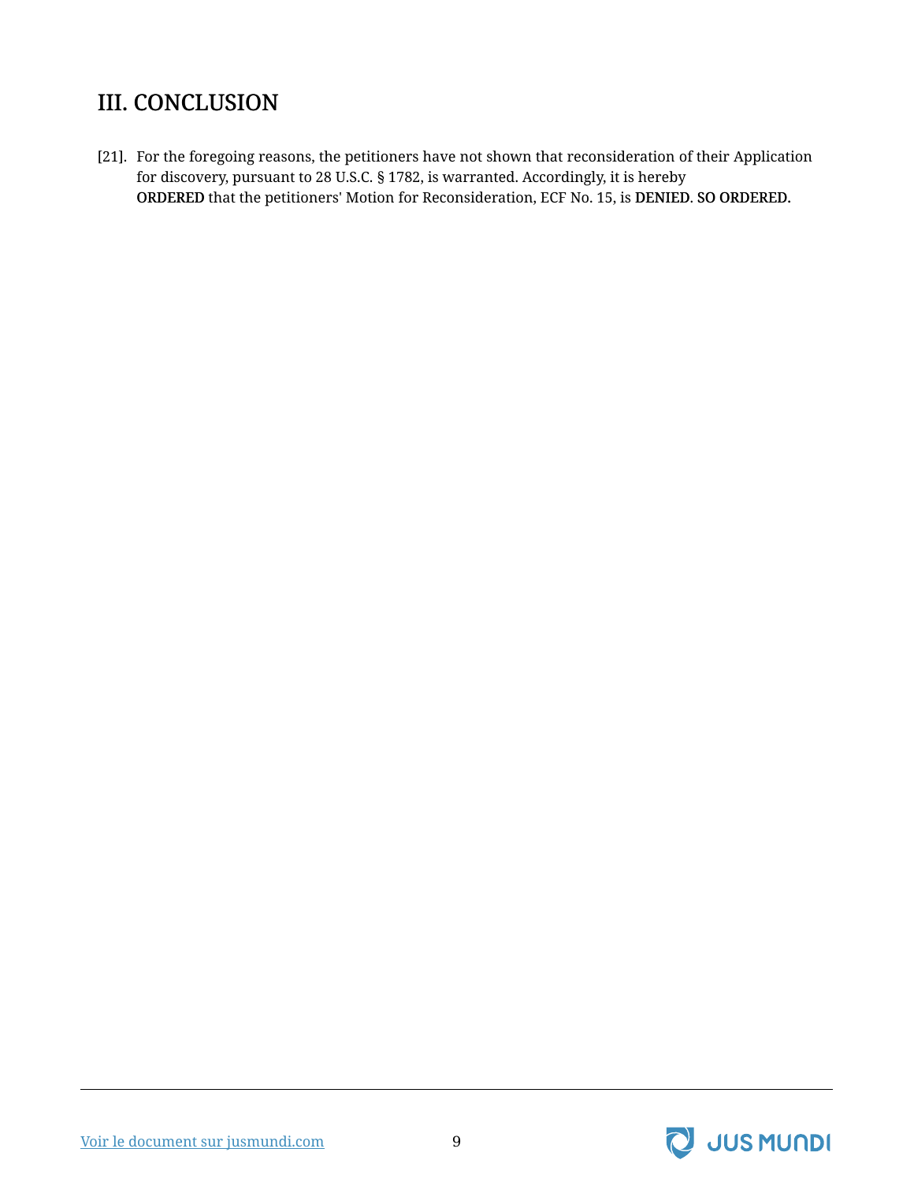## III. CONCLUSION

[21]. For the foregoing reasons, the petitioners have not shown that reconsideration of their Application for discovery, pursuant to 28 U.S.C. § 1782, is warranted. Accordingly, it is hereby **ORDERED** that the petitioners' Motion for Reconsideration, ECF No. 15, is **DENIED. SO ORDERED.**